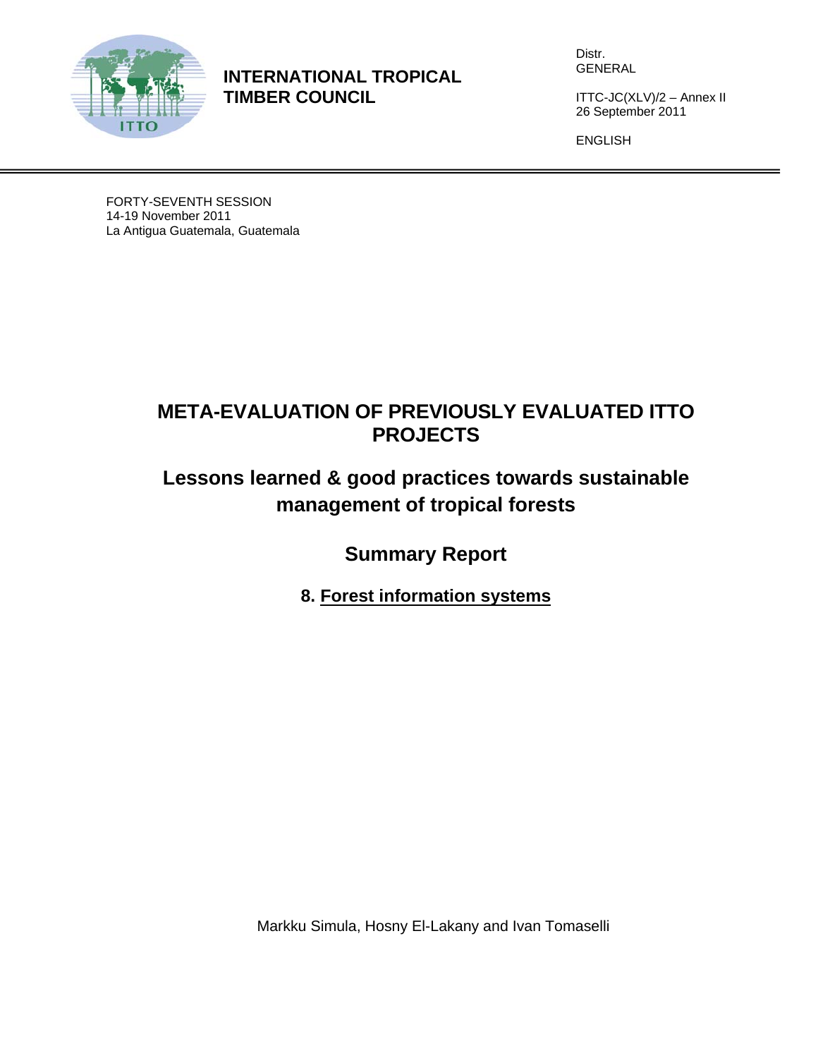**INTERNATIONAL TROPICAL TIMBER COUNCIL**

Distr.
GENERAL

ITTC-JC(XLV)/2 – Annex II
26 September 2011

ENGLISH

FORTY-SEVENTH SESSION
14-19 November 2011
La Antigua Guatemala, Guatemala

# META-EVALUATION OF PREVIOUSLY EVALUATED ITTO PROJECTS

## Lessons learned & good practices towards sustainable management of tropical forests

## Summary Report

### 8. Forest information systems

Markku Simula, Hosny El-Lakany and Ivan Tomaselli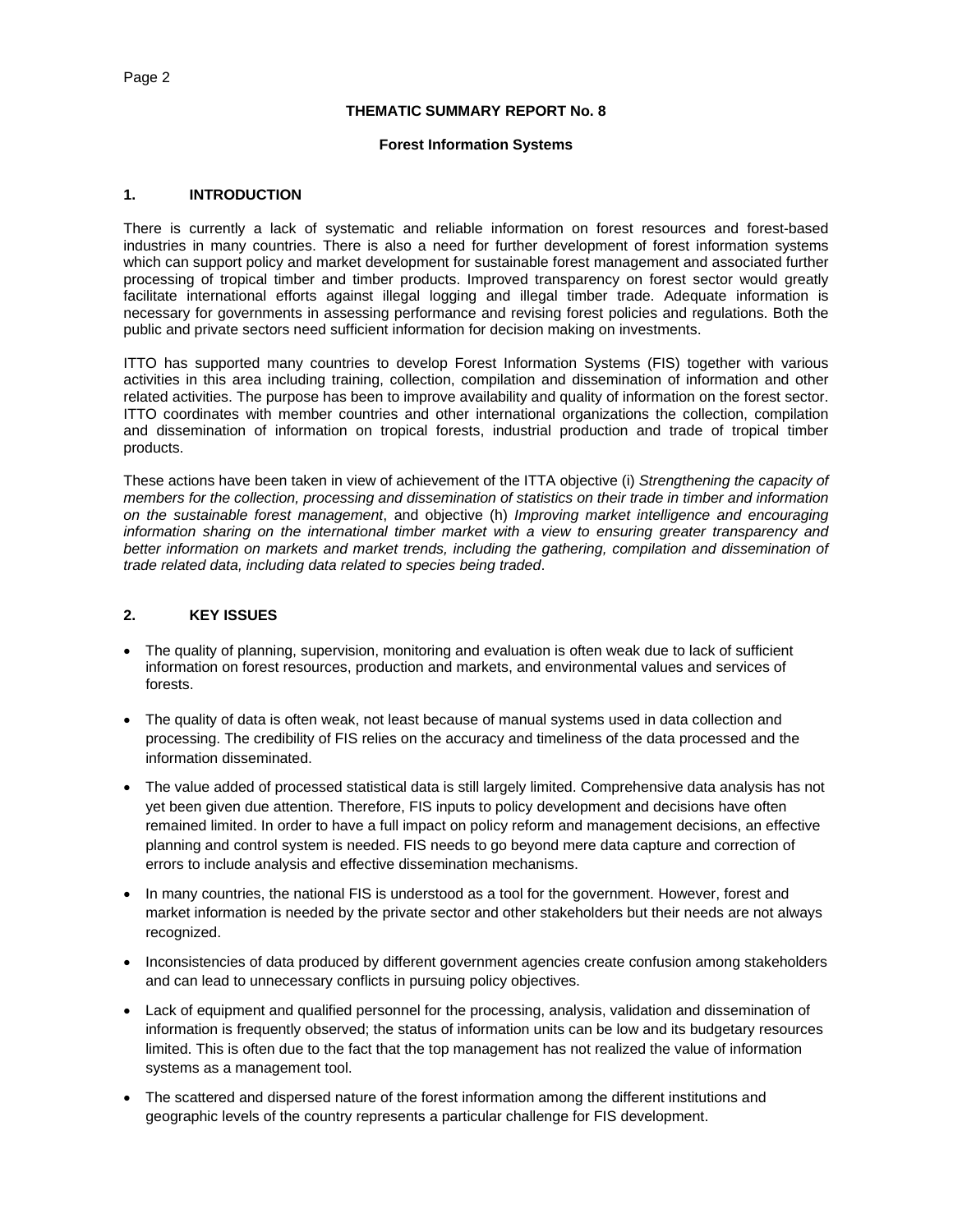# THEMATIC SUMMARY REPORT No. 8

## Forest Information Systems

### 1. INTRODUCTION

There is currently a lack of systematic and reliable information on forest resources and forest-based industries in many countries. There is also a need for further development of forest information systems which can support policy and market development for sustainable forest management and associated further processing of tropical timber and timber products. Improved transparency on forest sector would greatly facilitate international efforts against illegal logging and illegal timber trade. Adequate information is necessary for governments in assessing performance and revising forest policies and regulations. Both the public and private sectors need sufficient information for decision making on investments.

ITTO has supported many countries to develop Forest Information Systems (FIS) together with various activities in this area including training, collection, compilation and dissemination of information and other related activities. The purpose has been to improve availability and quality of information on the forest sector. ITTO coordinates with member countries and other international organizations the collection, compilation and dissemination of information on tropical forests, industrial production and trade of tropical timber products.

These actions have been taken in view of achievement of the ITTA objective (i) *Strengthening the capacity of members for the collection, processing and dissemination of statistics on their trade in timber and information on the sustainable forest management*, and objective (h) *Improving market intelligence and encouraging information sharing on the international timber market with a view to ensuring greater transparency and better information on markets and market trends, including the gathering, compilation and dissemination of trade related data, including data related to species being traded*.

### 2. KEY ISSUES

- The quality of planning, supervision, monitoring and evaluation is often weak due to lack of sufficient information on forest resources, production and markets, and environmental values and services of forests.
- The quality of data is often weak, not least because of manual systems used in data collection and processing. The credibility of FIS relies on the accuracy and timeliness of the data processed and the information disseminated.
- The value added of processed statistical data is still largely limited. Comprehensive data analysis has not yet been given due attention. Therefore, FIS inputs to policy development and decisions have often remained limited. In order to have a full impact on policy reform and management decisions, an effective planning and control system is needed. FIS needs to go beyond mere data capture and correction of errors to include analysis and effective dissemination mechanisms.
- In many countries, the national FIS is understood as a tool for the government. However, forest and market information is needed by the private sector and other stakeholders but their needs are not always recognized.
- Inconsistencies of data produced by different government agencies create confusion among stakeholders and can lead to unnecessary conflicts in pursuing policy objectives.
- Lack of equipment and qualified personnel for the processing, analysis, validation and dissemination of information is frequently observed; the status of information units can be low and its budgetary resources limited. This is often due to the fact that the top management has not realized the value of information systems as a management tool.
- The scattered and dispersed nature of the forest information among the different institutions and geographic levels of the country represents a particular challenge for FIS development.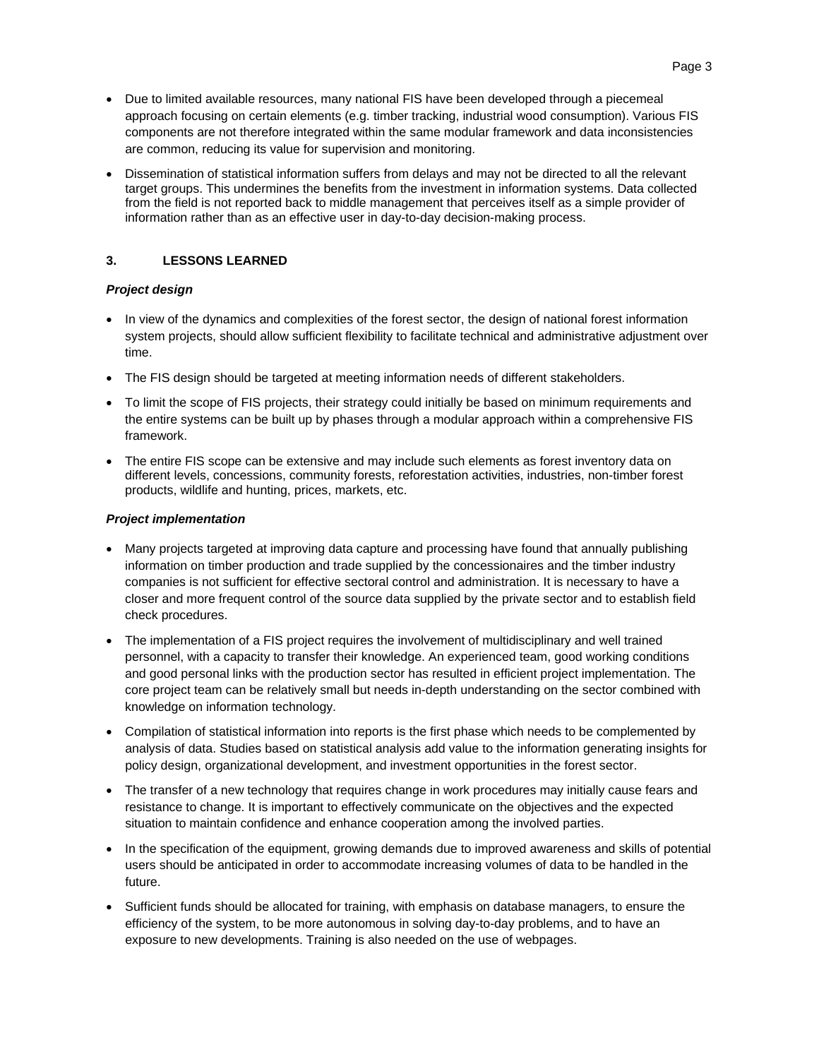- Due to limited available resources, many national FIS have been developed through a piecemeal approach focusing on certain elements (e.g. timber tracking, industrial wood consumption). Various FIS components are not therefore integrated within the same modular framework and data inconsistencies are common, reducing its value for supervision and monitoring.
- Dissemination of statistical information suffers from delays and may not be directed to all the relevant target groups. This undermines the benefits from the investment in information systems. Data collected from the field is not reported back to middle management that perceives itself as a simple provider of information rather than as an effective user in day-to-day decision-making process.

## 3. LESSONS LEARNED

### *Project design*

- In view of the dynamics and complexities of the forest sector, the design of national forest information system projects, should allow sufficient flexibility to facilitate technical and administrative adjustment over time.
- The FIS design should be targeted at meeting information needs of different stakeholders.
- To limit the scope of FIS projects, their strategy could initially be based on minimum requirements and the entire systems can be built up by phases through a modular approach within a comprehensive FIS framework.
- The entire FIS scope can be extensive and may include such elements as forest inventory data on different levels, concessions, community forests, reforestation activities, industries, non-timber forest products, wildlife and hunting, prices, markets, etc.

### *Project implementation*

- Many projects targeted at improving data capture and processing have found that annually publishing information on timber production and trade supplied by the concessionaires and the timber industry companies is not sufficient for effective sectoral control and administration. It is necessary to have a closer and more frequent control of the source data supplied by the private sector and to establish field check procedures.
- The implementation of a FIS project requires the involvement of multidisciplinary and well trained personnel, with a capacity to transfer their knowledge. An experienced team, good working conditions and good personal links with the production sector has resulted in efficient project implementation. The core project team can be relatively small but needs in-depth understanding on the sector combined with knowledge on information technology.
- Compilation of statistical information into reports is the first phase which needs to be complemented by analysis of data. Studies based on statistical analysis add value to the information generating insights for policy design, organizational development, and investment opportunities in the forest sector.
- The transfer of a new technology that requires change in work procedures may initially cause fears and resistance to change. It is important to effectively communicate on the objectives and the expected situation to maintain confidence and enhance cooperation among the involved parties.
- In the specification of the equipment, growing demands due to improved awareness and skills of potential users should be anticipated in order to accommodate increasing volumes of data to be handled in the future.
- Sufficient funds should be allocated for training, with emphasis on database managers, to ensure the efficiency of the system, to be more autonomous in solving day-to-day problems, and to have an exposure to new developments. Training is also needed on the use of webpages.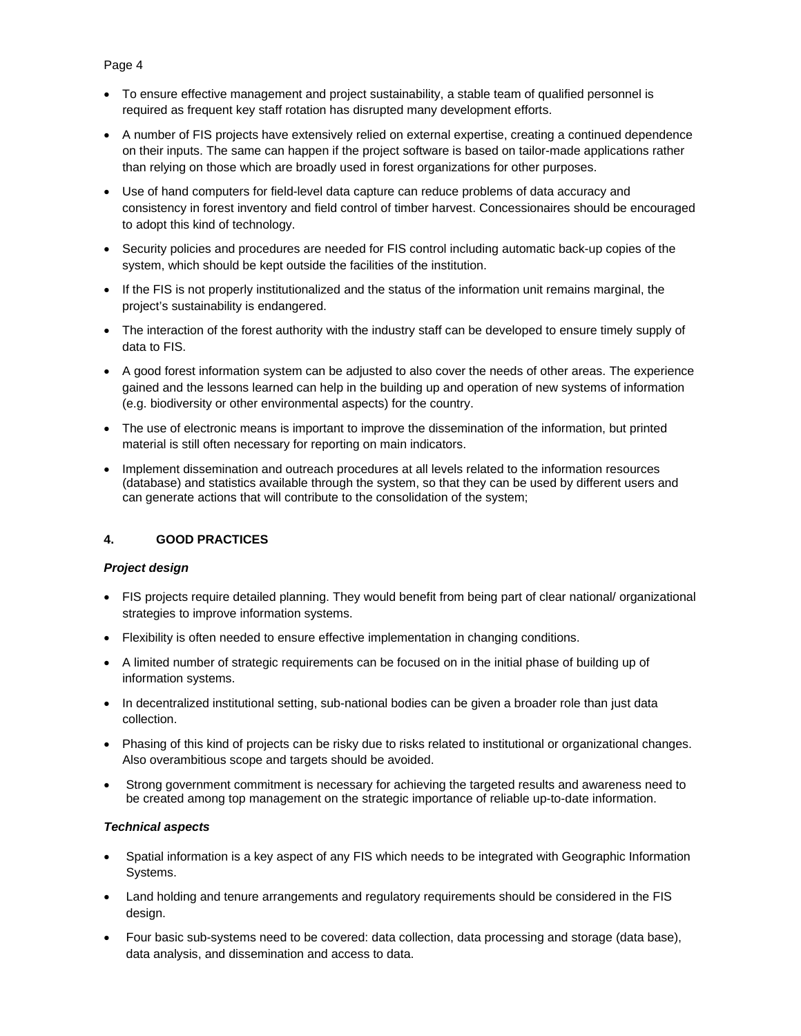- To ensure effective management and project sustainability, a stable team of qualified personnel is required as frequent key staff rotation has disrupted many development efforts.
- A number of FIS projects have extensively relied on external expertise, creating a continued dependence on their inputs. The same can happen if the project software is based on tailor-made applications rather than relying on those which are broadly used in forest organizations for other purposes.
- Use of hand computers for field-level data capture can reduce problems of data accuracy and consistency in forest inventory and field control of timber harvest. Concessionaires should be encouraged to adopt this kind of technology.
- Security policies and procedures are needed for FIS control including automatic back-up copies of the system, which should be kept outside the facilities of the institution.
- If the FIS is not properly institutionalized and the status of the information unit remains marginal, the project's sustainability is endangered.
- The interaction of the forest authority with the industry staff can be developed to ensure timely supply of data to FIS.
- A good forest information system can be adjusted to also cover the needs of other areas. The experience gained and the lessons learned can help in the building up and operation of new systems of information (e.g. biodiversity or other environmental aspects) for the country.
- The use of electronic means is important to improve the dissemination of the information, but printed material is still often necessary for reporting on main indicators.
- Implement dissemination and outreach procedures at all levels related to the information resources (database) and statistics available through the system, so that they can be used by different users and can generate actions that will contribute to the consolidation of the system;

## 4. GOOD PRACTICES

### *Project design*

- FIS projects require detailed planning. They would benefit from being part of clear national/ organizational strategies to improve information systems.
- Flexibility is often needed to ensure effective implementation in changing conditions.
- A limited number of strategic requirements can be focused on in the initial phase of building up of information systems.
- In decentralized institutional setting, sub-national bodies can be given a broader role than just data collection.
- Phasing of this kind of projects can be risky due to risks related to institutional or organizational changes. Also overambitious scope and targets should be avoided.
- Strong government commitment is necessary for achieving the targeted results and awareness need to be created among top management on the strategic importance of reliable up-to-date information.

### *Technical aspects*

- Spatial information is a key aspect of any FIS which needs to be integrated with Geographic Information Systems.
- Land holding and tenure arrangements and regulatory requirements should be considered in the FIS design.
- Four basic sub-systems need to be covered: data collection, data processing and storage (data base), data analysis, and dissemination and access to data.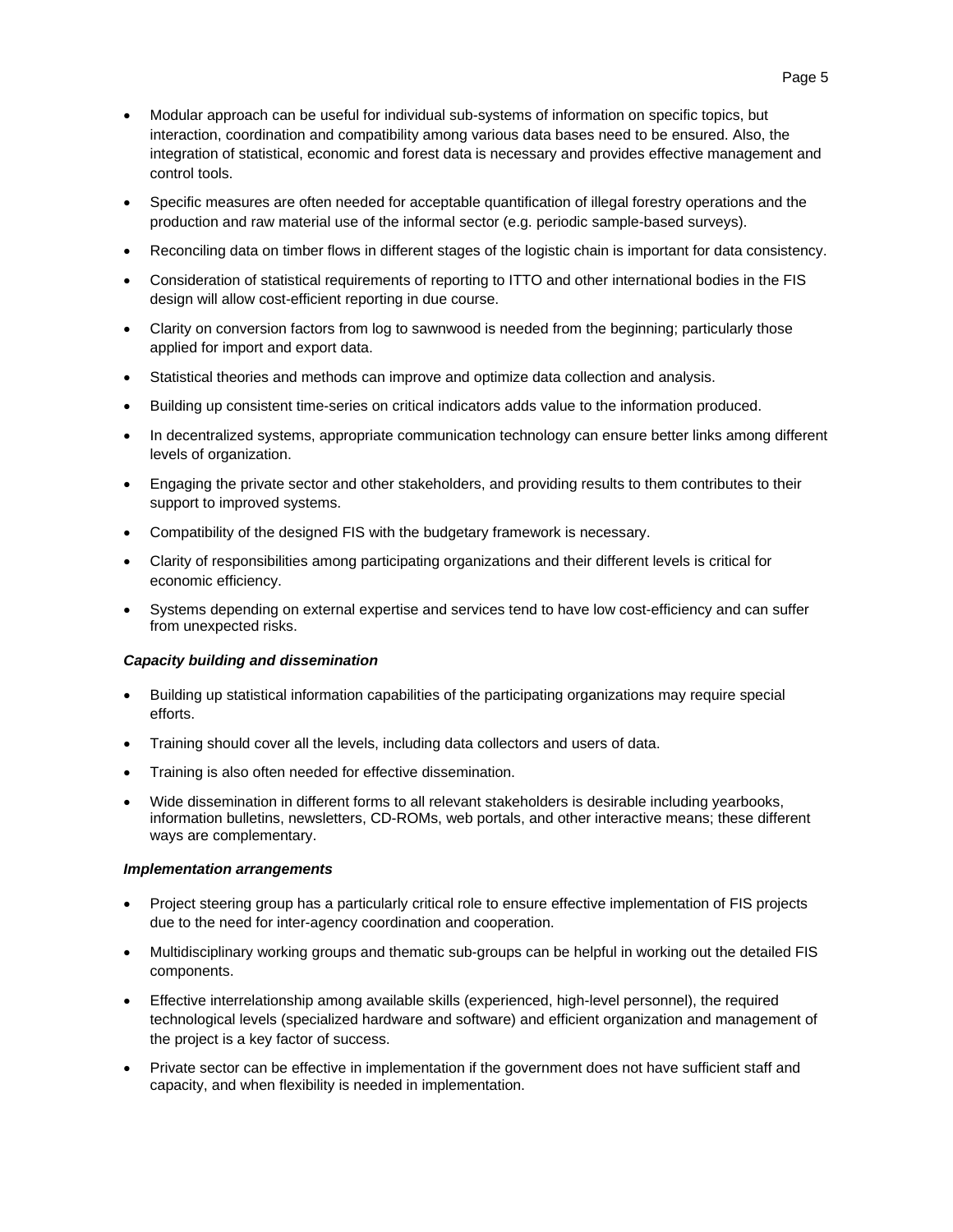- Modular approach can be useful for individual sub-systems of information on specific topics, but interaction, coordination and compatibility among various data bases need to be ensured. Also, the integration of statistical, economic and forest data is necessary and provides effective management and control tools.
- Specific measures are often needed for acceptable quantification of illegal forestry operations and the production and raw material use of the informal sector (e.g. periodic sample-based surveys).
- Reconciling data on timber flows in different stages of the logistic chain is important for data consistency.
- Consideration of statistical requirements of reporting to ITTO and other international bodies in the FIS design will allow cost-efficient reporting in due course.
- Clarity on conversion factors from log to sawnwood is needed from the beginning; particularly those applied for import and export data.
- Statistical theories and methods can improve and optimize data collection and analysis.
- Building up consistent time-series on critical indicators adds value to the information produced.
- In decentralized systems, appropriate communication technology can ensure better links among different levels of organization.
- Engaging the private sector and other stakeholders, and providing results to them contributes to their support to improved systems.
- Compatibility of the designed FIS with the budgetary framework is necessary.
- Clarity of responsibilities among participating organizations and their different levels is critical for economic efficiency.
- Systems depending on external expertise and services tend to have low cost-efficiency and can suffer from unexpected risks.

***Capacity building and dissemination***

- Building up statistical information capabilities of the participating organizations may require special efforts.
- Training should cover all the levels, including data collectors and users of data.
- Training is also often needed for effective dissemination.
- Wide dissemination in different forms to all relevant stakeholders is desirable including yearbooks, information bulletins, newsletters, CD-ROMs, web portals, and other interactive means; these different ways are complementary.

***Implementation arrangements***

- Project steering group has a particularly critical role to ensure effective implementation of FIS projects due to the need for inter-agency coordination and cooperation.
- Multidisciplinary working groups and thematic sub-groups can be helpful in working out the detailed FIS components.
- Effective interrelationship among available skills (experienced, high-level personnel), the required technological levels (specialized hardware and software) and efficient organization and management of the project is a key factor of success.
- Private sector can be effective in implementation if the government does not have sufficient staff and capacity, and when flexibility is needed in implementation.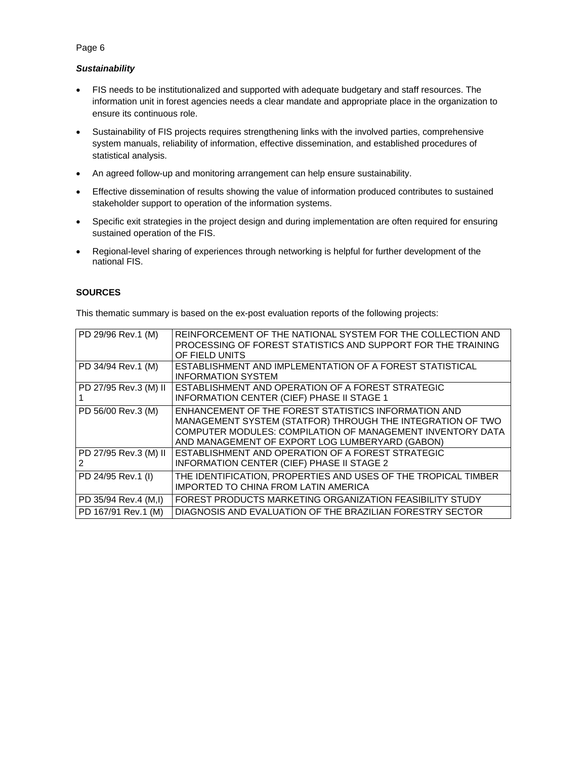### *Sustainability*

- FIS needs to be institutionalized and supported with adequate budgetary and staff resources. The information unit in forest agencies needs a clear mandate and appropriate place in the organization to ensure its continuous role.
- Sustainability of FIS projects requires strengthening links with the involved parties, comprehensive system manuals, reliability of information, effective dissemination, and established procedures of statistical analysis.
- An agreed follow-up and monitoring arrangement can help ensure sustainability.
- Effective dissemination of results showing the value of information produced contributes to sustained stakeholder support to operation of the information systems.
- Specific exit strategies in the project design and during implementation are often required for ensuring sustained operation of the FIS.
- Regional-level sharing of experiences through networking is helpful for further development of the national FIS.

## SOURCES

This thematic summary is based on the ex-post evaluation reports of the following projects:

| | |
|---|---|
| PD 29/96 Rev.1 (M) | REINFORCEMENT OF THE NATIONAL SYSTEM FOR THE COLLECTION AND PROCESSING OF FOREST STATISTICS AND SUPPORT FOR THE TRAINING OF FIELD UNITS |
| PD 34/94 Rev.1 (M) | ESTABLISHMENT AND IMPLEMENTATION OF A FOREST STATISTICAL INFORMATION SYSTEM |
| PD 27/95 Rev.3 (M) II 1 | ESTABLISHMENT AND OPERATION OF A FOREST STRATEGIC INFORMATION CENTER (CIEF) PHASE II STAGE 1 |
| PD 56/00 Rev.3 (M) | ENHANCEMENT OF THE FOREST STATISTICS INFORMATION AND MANAGEMENT SYSTEM (STATFOR) THROUGH THE INTEGRATION OF TWO COMPUTER MODULES: COMPILATION OF MANAGEMENT INVENTORY DATA AND MANAGEMENT OF EXPORT LOG LUMBERYARD (GABON) |
| PD 27/95 Rev.3 (M) II 2 | ESTABLISHMENT AND OPERATION OF A FOREST STRATEGIC INFORMATION CENTER (CIEF) PHASE II STAGE 2 |
| PD 24/95 Rev.1 (I) | THE IDENTIFICATION, PROPERTIES AND USES OF THE TROPICAL TIMBER IMPORTED TO CHINA FROM LATIN AMERICA |
| PD 35/94 Rev.4 (M,I) | FOREST PRODUCTS MARKETING ORGANIZATION FEASIBILITY STUDY |
| PD 167/91 Rev.1 (M) | DIAGNOSIS AND EVALUATION OF THE BRAZILIAN FORESTRY SECTOR |